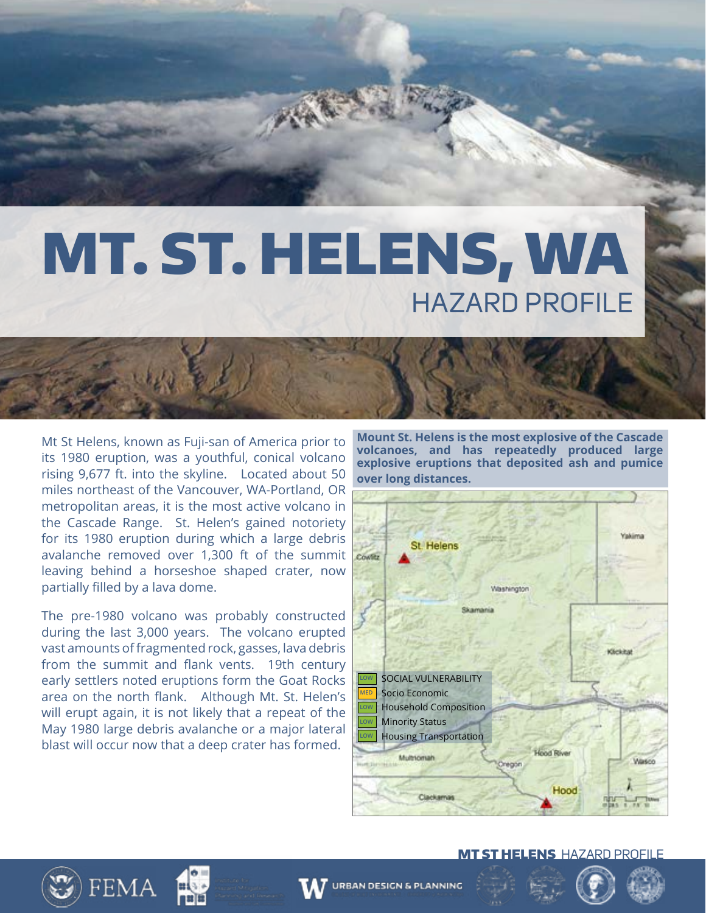# MT. ST. HELENS, WA

## HAZARD PROFILE

Mt St Helens, known as Fuji-san of America prior to its 1980 eruption, was a youthful, conical volcano rising 9,677 ft. into the skyline. Located about 50 miles northeast of the Vancouver, WA-Portland, OR metropolitan areas, it is the most active volcano in the Cascade Range. St. Helen's gained notoriety for its 1980 eruption during which a large debris avalanche removed over 1,300 ft of the summit leaving behind a horseshoe shaped crater, now partially filled by a lava dome.

The pre-1980 volcano was probably constructed during the last 3,000 years. The volcano erupted vast amounts of fragmented rock, gasses, lava debris from the summit and flank vents. 19th century early settlers noted eruptions form the Goat Rocks area on the north flank. Although Mt. St. Helen's will erupt again, it is not likely that a repeat of the May 1980 large debris avalanche or a major lateral blast will occur now that a deep crater has formed.

**Mount St. Helens is the most explosive of the Cascade volcanoes, and has repeatedly produced large explosive eruptions that deposited ash and pumice over long distances.**

| Rating | Category |
|---|---|
| LOW | SOCIAL VULNERABILITY |
| MED | Socio Economic |
| LOW | Household Composition |
| LOW | Minority Status |
| LOW | Housing Transportation |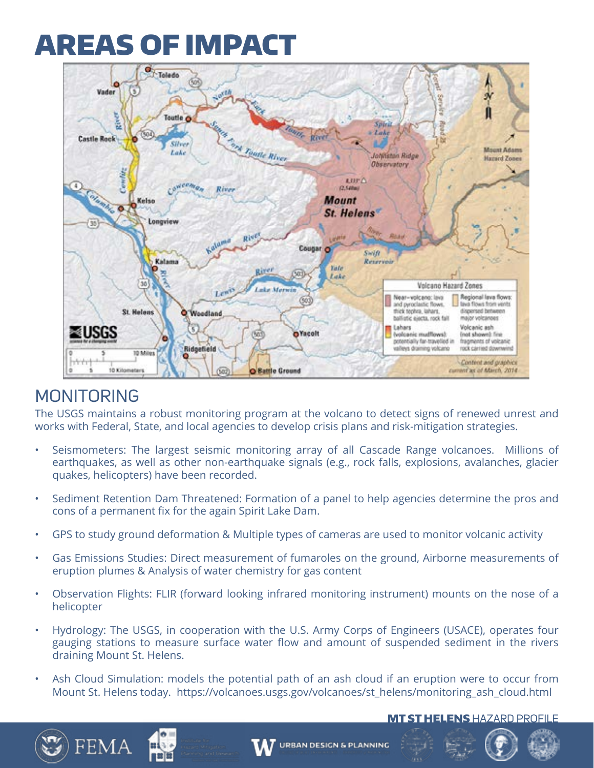# AREAS OF IMPACT

## MONITORING

The USGS maintains a robust monitoring program at the volcano to detect signs of renewed unrest and works with Federal, State, and local agencies to develop crisis plans and risk-mitigation strategies.

- Seismometers: The largest seismic monitoring array of all Cascade Range volcanoes. Millions of earthquakes, as well as other non-earthquake signals (e.g., rock falls, explosions, avalanches, glacier quakes, helicopters) have been recorded.
- Sediment Retention Dam Threatened: Formation of a panel to help agencies determine the pros and cons of a permanent fix for the again Spirit Lake Dam.
- GPS to study ground deformation & Multiple types of cameras are used to monitor volcanic activity
- Gas Emissions Studies: Direct measurement of fumaroles on the ground, Airborne measurements of eruption plumes & Analysis of water chemistry for gas content
- Observation Flights: FLIR (forward looking infrared monitoring instrument) mounts on the nose of a helicopter
- Hydrology: The USGS, in cooperation with the U.S. Army Corps of Engineers (USACE), operates four gauging stations to measure surface water flow and amount of suspended sediment in the rivers draining Mount St. Helens.
- Ash Cloud Simulation: models the potential path of an ash cloud if an eruption were to occur from Mount St. Helens today. https://volcanoes.usgs.gov/volcanoes/st_helens/monitoring_ash_cloud.html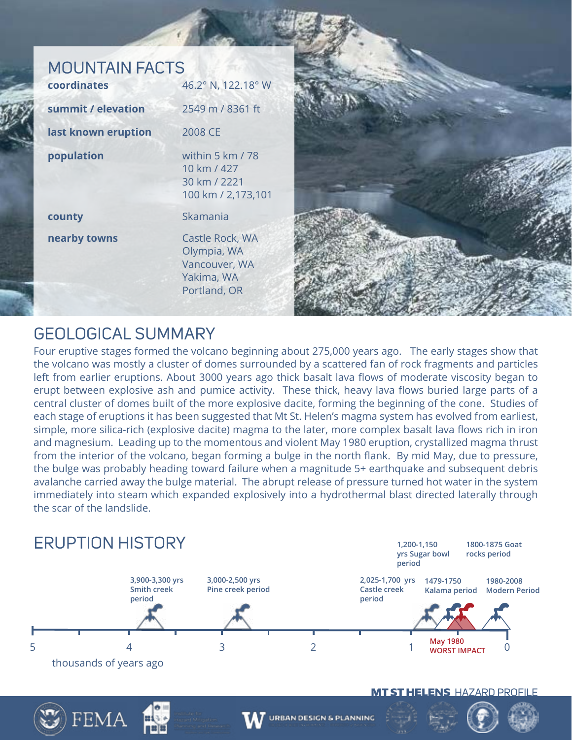## MOUNTAIN FACTS

| | |
|---|---|
| **coordinates** | 46.2° N, 122.18° W |
| **summit / elevation** | 2549 m / 8361 ft |
| **last known eruption** | 2008 CE |
| **population** | within 5 km / 78<br>10 km / 427<br>30 km / 2221<br>100 km / 2,173,101 |
| **county** | Skamania |
| **nearby towns** | Castle Rock, WA<br>Olympia, WA<br>Vancouver, WA<br>Yakima, WA<br>Portland, OR |

## GEOLOGICAL SUMMARY

Four eruptive stages formed the volcano beginning about 275,000 years ago. The early stages show that the volcano was mostly a cluster of domes surrounded by a scattered fan of rock fragments and particles left from earlier eruptions. About 3000 years ago thick basalt lava flows of moderate viscosity began to erupt between explosive ash and pumice activity. These thick, heavy lava flows buried large parts of a central cluster of domes built of the more explosive dacite, forming the beginning of the cone. Studies of each stage of eruptions it has been suggested that Mt St. Helen's magma system has evolved from earliest, simple, more silica-rich (explosive dacite) magma to the later, more complex basalt lava flows rich in iron and magnesium. Leading up to the momentous and violent May 1980 eruption, crystallized magma thrust from the interior of the volcano, began forming a bulge in the north flank. By mid May, due to pressure, the bulge was probably heading toward failure when a magnitude 5+ earthquake and subsequent debris avalanche carried away the bulge material. The abrupt release of pressure turned hot water in the system immediately into steam which expanded explosively into a hydrothermal blast directed laterally through the scar of the landslide.

## ERUPTION HISTORY

- 3,900-3,300 yrs Smith creek period
- 3,000-2,500 yrs Pine creek period
- 2,025-1,700 yrs Castle creek period
- 1,200-1,150 yrs Sugar bowl period
- 1479-1750 Kalama period
- 1800-1875 Goat rocks period
- 1980-2008 Modern Period

May 1980 WORST IMPACT

5 4 3 2 1 0

thousands of years ago

**MT ST HELENS** HAZARD PROFILE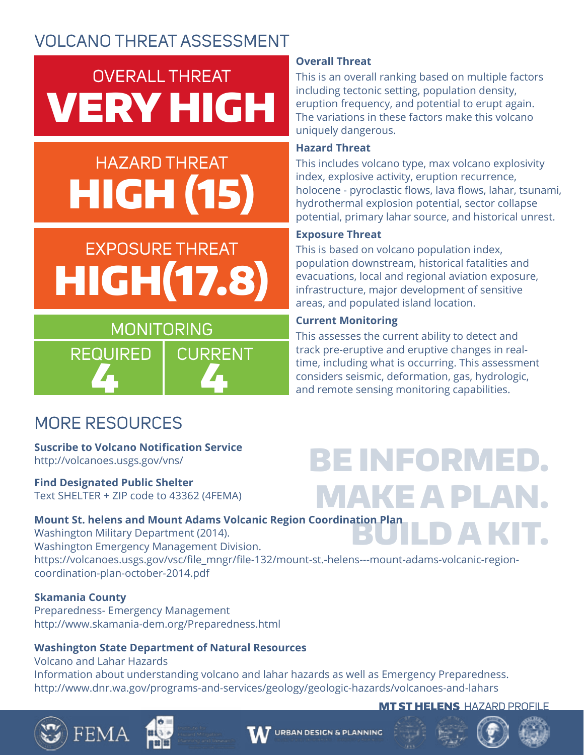# VOLCANO THREAT ASSESSMENT

**OVERALL THREAT**
**VERY HIGH**

**HAZARD THREAT**
**HIGH (15)**

**EXPOSURE THREAT**
**HIGH(17.8)**

**MONITORING**

| REQUIRED | CURRENT |
| --- | --- |
| 4 | 4 |

**Overall Threat**
This is an overall ranking based on multiple factors including tectonic setting, population density, eruption frequency, and potential to erupt again. The variations in these factors make this volcano uniquely dangerous.

**Hazard Threat**
This includes volcano type, max volcano explosivity index, explosive activity, eruption recurrence, holocene - pyroclastic flows, lava flows, lahar, tsunami, hydrothermal explosion potential, sector collapse potential, primary lahar source, and historical unrest.

**Exposure Threat**
This is based on volcano population index, population downstream, historical fatalities and evacuations, local and regional aviation exposure, infrastructure, major development of sensitive areas, and populated island location.

**Current Monitoring**
This assesses the current ability to detect and track pre-eruptive and eruptive changes in real-time, including what is occurring. This assessment considers seismic, deformation, gas, hydrologic, and remote sensing monitoring capabilities.

## MORE RESOURCES

**BE INFORMED. MAKE A PLAN. BUILD A KIT.**

**Suscribe to Volcano Notification Service**
http://volcanoes.usgs.gov/vns/

**Find Designated Public Shelter**
Text SHELTER + ZIP code to 43362 (4FEMA)

**Mount St. helens and Mount Adams Volcanic Region Coordination Plan**
Washington Military Department (2014).
Washington Emergency Management Division.
https://volcanoes.usgs.gov/vsc/file_mngr/file-132/mount-st.-helens---mount-adams-volcanic-region-coordination-plan-october-2014.pdf

**Skamania County**
Preparedness- Emergency Management
http://www.skamania-dem.org/Preparedness.html

**Washington State Department of Natural Resources**
Volcano and Lahar Hazards
Information about understanding volcano and lahar hazards as well as Emergency Preparedness.
http://www.dnr.wa.gov/programs-and-services/geology/geologic-hazards/volcanoes-and-lahars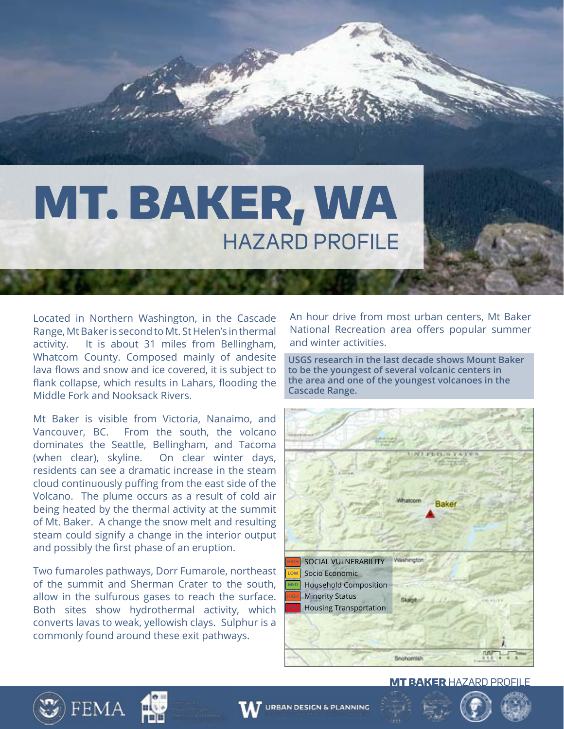# MT. BAKER, WA

## HAZARD PROFILE

Located in Northern Washington, in the Cascade Range, Mt Baker is second to Mt. St Helen's in thermal activity. It is about 31 miles from Bellingham, Whatcom County. Composed mainly of andesite lava flows and snow and ice covered, it is subject to flank collapse, which results in Lahars, flooding the Middle Fork and Nooksack Rivers.

Mt Baker is visible from Victoria, Nanaimo, and Vancouver, BC. From the south, the volcano dominates the Seattle, Bellingham, and Tacoma (when clear), skyline. On clear winter days, residents can see a dramatic increase in the steam cloud continuously puffing from the east side of the Volcano. The plume occurs as a result of cold air being heated by the thermal activity at the summit of Mt. Baker. A change the snow melt and resulting steam could signify a change in the interior output and possibly the first phase of an eruption.

Two fumaroles pathways, Dorr Fumarole, northeast of the summit and Sherman Crater to the south, allow in the sulfurous gases to reach the surface. Both sites show hydrothermal activity, which converts lavas to weak, yellowish clays. Sulphur is a commonly found around these exit pathways.

An hour drive from most urban centers, Mt Baker National Recreation area offers popular summer and winter activities.

**USGS research in the last decade shows Mount Baker to be the youngest of several volcanic centers in the area and one of the youngest volcanoes in the Cascade Range.**

| Rating | Category |
|---|---|
| HIGH | SOCIAL VULNERABILITY |
| LOW | Socio Economic |
| MED | Household Composition |
| HIGH | Minority Status |
| | Housing Transportation |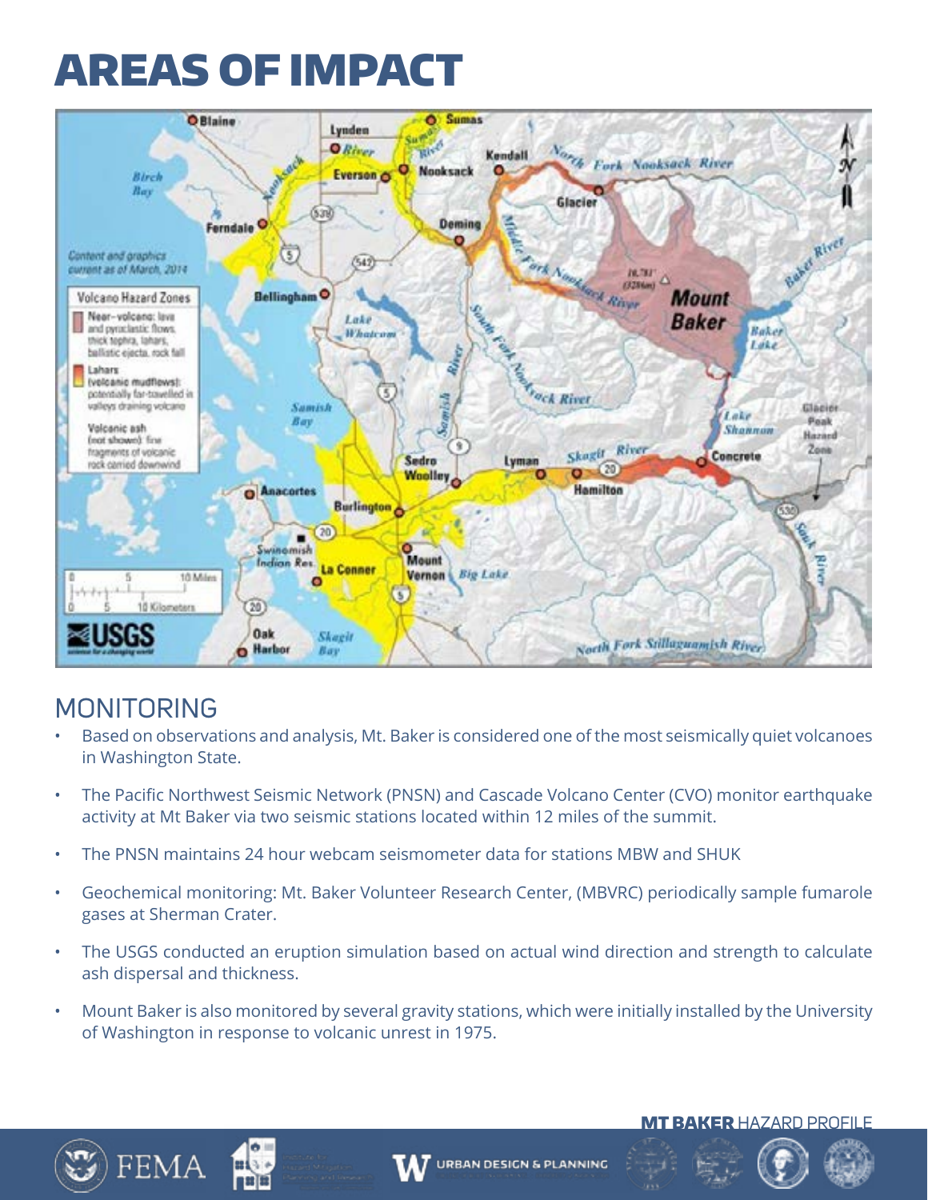# AREAS OF IMPACT

## MONITORING

- Based on observations and analysis, Mt. Baker is considered one of the most seismically quiet volcanoes in Washington State.
- The Pacific Northwest Seismic Network (PNSN) and Cascade Volcano Center (CVO) monitor earthquake activity at Mt Baker via two seismic stations located within 12 miles of the summit.
- The PNSN maintains 24 hour webcam seismometer data for stations MBW and SHUK
- Geochemical monitoring: Mt. Baker Volunteer Research Center, (MBVRC) periodically sample fumarole gases at Sherman Crater.
- The USGS conducted an eruption simulation based on actual wind direction and strength to calculate ash dispersal and thickness.
- Mount Baker is also monitored by several gravity stations, which were initially installed by the University of Washington in response to volcanic unrest in 1975.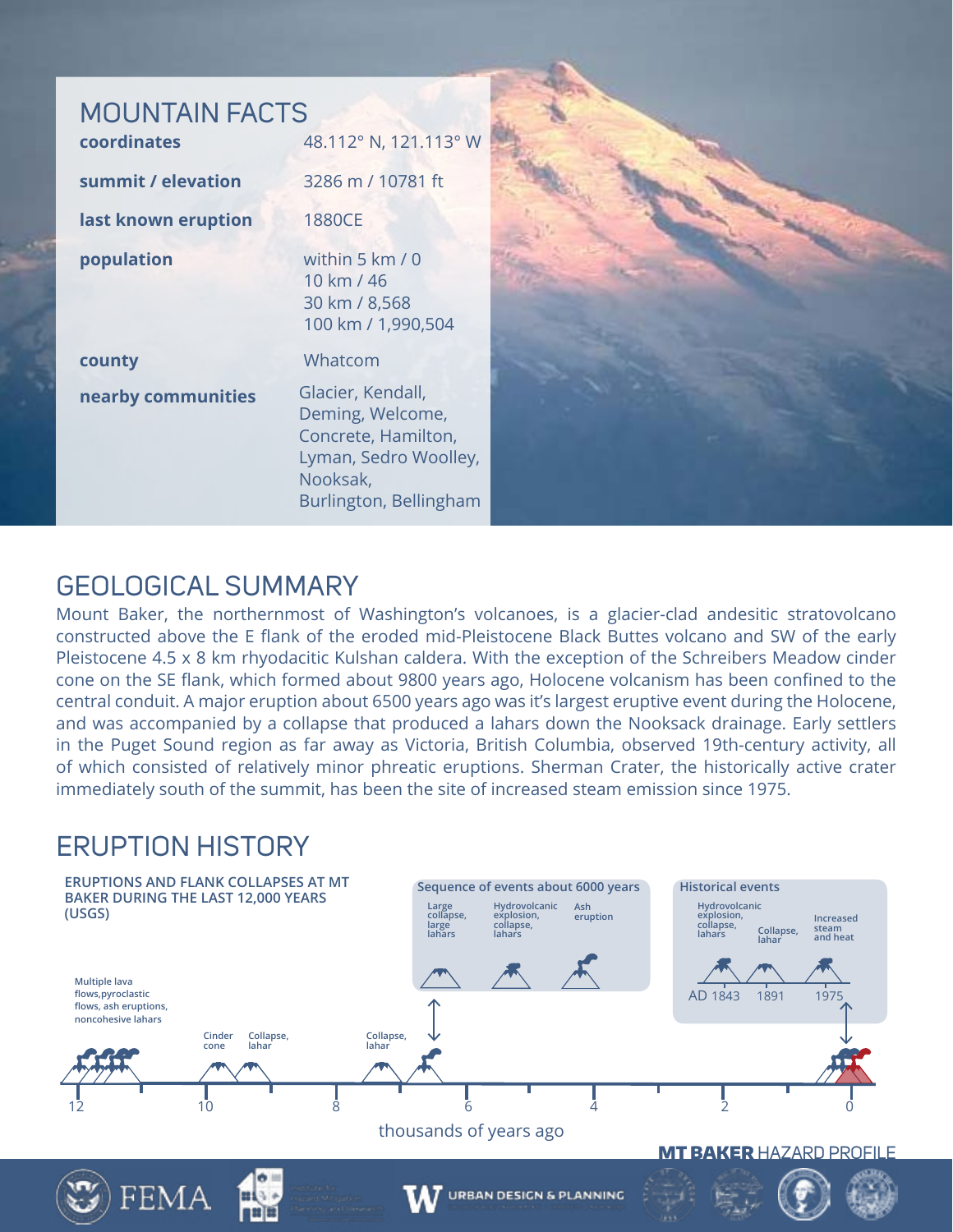## MOUNTAIN FACTS

| | |
|---|---|
| **coordinates** | 48.112° N, 121.113° W |
| **summit / elevation** | 3286 m / 10781 ft |
| **last known eruption** | 1880CE |
| **population** | within 5 km / 0<br>10 km / 46<br>30 km / 8,568<br>100 km / 1,990,504 |
| **county** | Whatcom |
| **nearby communities** | Glacier, Kendall, Deming, Welcome, Concrete, Hamilton, Lyman, Sedro Woolley, Nooksak, Burlington, Bellingham |

## GEOLOGICAL SUMMARY

Mount Baker, the northernmost of Washington's volcanoes, is a glacier-clad andesitic stratovolcano constructed above the E flank of the eroded mid-Pleistocene Black Buttes volcano and SW of the early Pleistocene 4.5 x 8 km rhyodacitic Kulshan caldera. With the exception of the Schreibers Meadow cinder cone on the SE flank, which formed about 9800 years ago, Holocene volcanism has been confined to the central conduit. A major eruption about 6500 years ago was it's largest eruptive event during the Holocene, and was accompanied by a collapse that produced a lahars down the Nooksack drainage. Early settlers in the Puget Sound region as far away as Victoria, British Columbia, observed 19th-century activity, all of which consisted of relatively minor phreatic eruptions. Sherman Crater, the historically active crater immediately south of the summit, has been the site of increased steam emission since 1975.

## ERUPTION HISTORY

**ERUPTIONS AND FLANK COLLAPSES AT MT BAKER DURING THE LAST 12,000 YEARS (USGS)**

Multiple lava flows, pyroclastic flows, ash eruptions, noncohesive lahars

Cinder cone

Collapse, lahar

Collapse, lahar

Sequence of events about 6000 years

Large collapse, large lahars

Hydrovolcanic explosion, collapse, lahars

Ash eruption

Historical events

Hydrovolcanic explosion, collapse, lahars

Collapse, lahar

Increased steam and heat

AD 1843 1891 1975

12 10 8 6 4 2 0

thousands of years ago

**MT BAKER** HAZARD PROFILE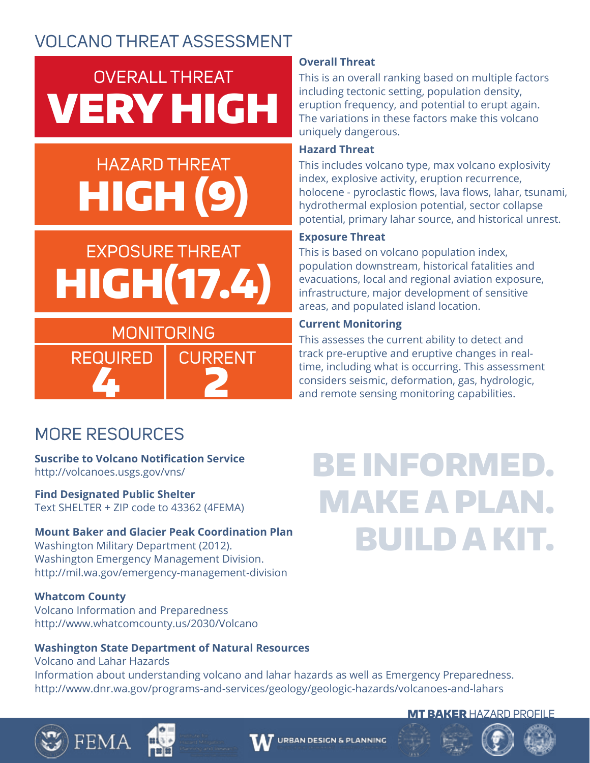# VOLCANO THREAT ASSESSMENT

**OVERALL THREAT**
**VERY HIGH**

**HAZARD THREAT**
**HIGH (9)**

**EXPOSURE THREAT**
**HIGH(17.4)**

**MONITORING**

| REQUIRED | CURRENT |
|---|---|
| 4 | 2 |

### Overall Threat

This is an overall ranking based on multiple factors including tectonic setting, population density, eruption frequency, and potential to erupt again. The variations in these factors make this volcano uniquely dangerous.

### Hazard Threat

This includes volcano type, max volcano explosivity index, explosive activity, eruption recurrence, holocene - pyroclastic flows, lava flows, lahar, tsunami, hydrothermal explosion potential, sector collapse potential, primary lahar source, and historical unrest.

### Exposure Threat

This is based on volcano population index, population downstream, historical fatalities and evacuations, local and regional aviation exposure, infrastructure, major development of sensitive areas, and populated island location.

### Current Monitoring

This assesses the current ability to detect and track pre-eruptive and eruptive changes in real-time, including what is occurring. This assessment considers seismic, deformation, gas, hydrologic, and remote sensing monitoring capabilities.

## MORE RESOURCES

**Suscribe to Volcano Notification Service**
http://volcanoes.usgs.gov/vns/

**Find Designated Public Shelter**
Text SHELTER + ZIP code to 43362 (4FEMA)

**Mount Baker and Glacier Peak Coordination Plan**
Washington Military Department (2012).
Washington Emergency Management Division.
http://mil.wa.gov/emergency-management-division

**Whatcom County**
Volcano Information and Preparedness
http://www.whatcomcounty.us/2030/Volcano

**Washington State Department of Natural Resources**
Volcano and Lahar Hazards
Information about understanding volcano and lahar hazards as well as Emergency Preparedness.
http://www.dnr.wa.gov/programs-and-services/geology/geologic-hazards/volcanoes-and-lahars

**BE INFORMED.
MAKE A PLAN.
BUILD A KIT.**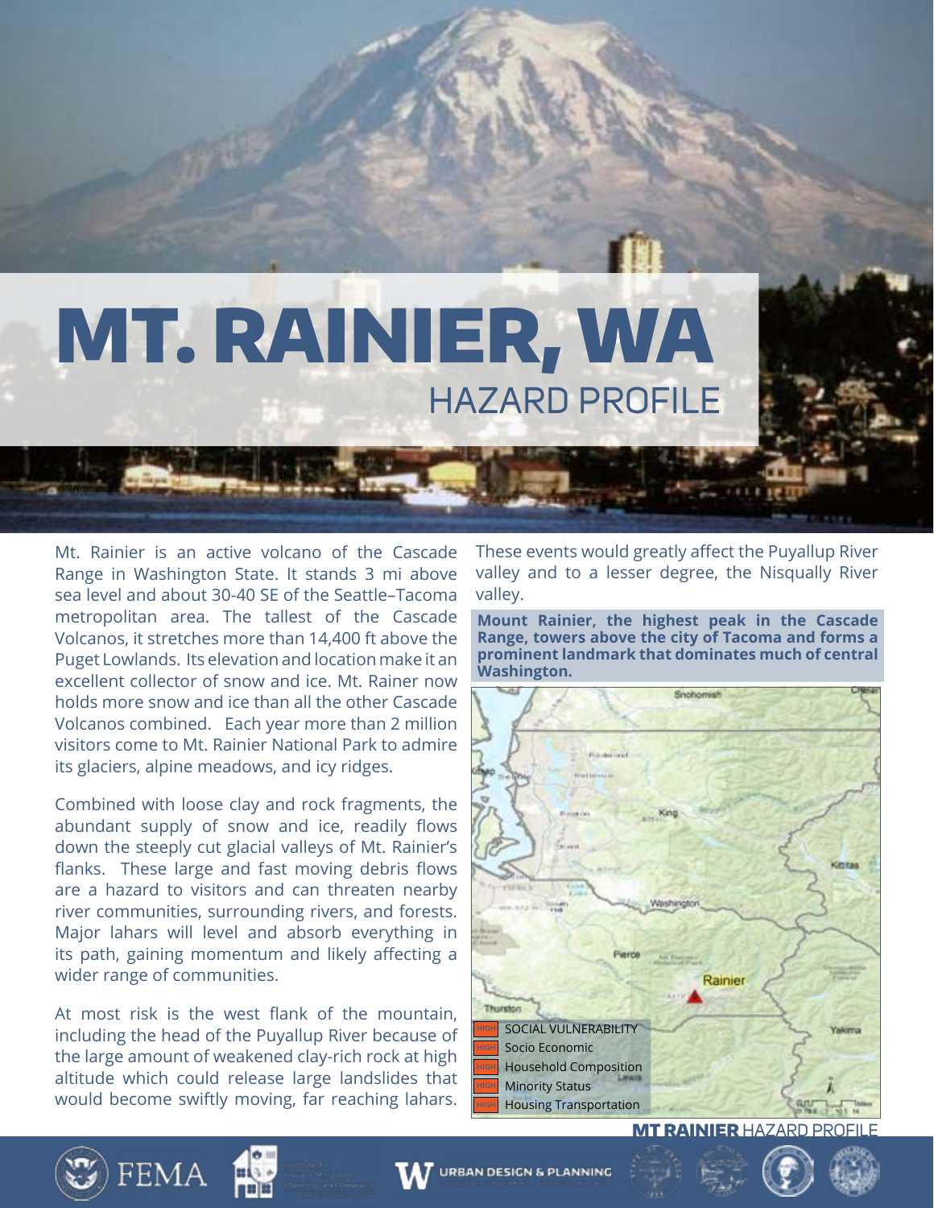# MT. RAINIER, WA

## HAZARD PROFILE

Mt. Rainier is an active volcano of the Cascade Range in Washington State. It stands 3 mi above sea level and about 30-40 SE of the Seattle–Tacoma metropolitan area. The tallest of the Cascade Volcanos, it stretches more than 14,400 ft above the Puget Lowlands. Its elevation and location make it an excellent collector of snow and ice. Mt. Rainer now holds more snow and ice than all the other Cascade Volcanos combined. Each year more than 2 million visitors come to Mt. Rainier National Park to admire its glaciers, alpine meadows, and icy ridges.

Combined with loose clay and rock fragments, the abundant supply of snow and ice, readily flows down the steeply cut glacial valleys of Mt. Rainier's flanks. These large and fast moving debris flows are a hazard to visitors and can threaten nearby river communities, surrounding rivers, and forests. Major lahars will level and absorb everything in its path, gaining momentum and likely affecting a wider range of communities.

At most risk is the west flank of the mountain, including the head of the Puyallup River because of the large amount of weakened clay-rich rock at high altitude which could release large landslides that would become swiftly moving, far reaching lahars. These events would greatly affect the Puyallup River valley and to a lesser degree, the Nisqually River valley.

**Mount Rainier, the highest peak in the Cascade Range, towers above the city of Tacoma and forms a prominent landmark that dominates much of central Washington.**

| | |
|---|---|
| HIGH | SOCIAL VULNERABILITY |
| HIGH | Socio Economic |
| HIGH | Household Composition |
| HIGH | Minority Status |
| HIGH | Housing Transportation |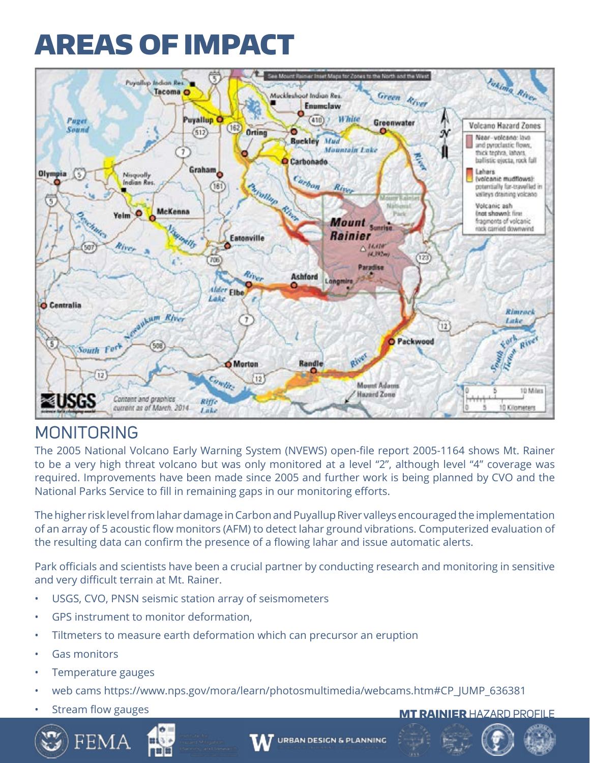# AREAS OF IMPACT

## MONITORING

The 2005 National Volcano Early Warning System (NVEWS) open-file report 2005-1164 shows Mt. Rainer to be a very high threat volcano but was only monitored at a level "2", although level "4" coverage was required. Improvements have been made since 2005 and further work is being planned by CVO and the National Parks Service to fill in remaining gaps in our monitoring efforts.

The higher risk level from lahar damage in Carbon and Puyallup River valleys encouraged the implementation of an array of 5 acoustic flow monitors (AFM) to detect lahar ground vibrations. Computerized evaluation of the resulting data can confirm the presence of a flowing lahar and issue automatic alerts.

Park officials and scientists have been a crucial partner by conducting research and monitoring in sensitive and very difficult terrain at Mt. Rainer.

- USGS, CVO, PNSN seismic station array of seismometers
- GPS instrument to monitor deformation,
- Tiltmeters to measure earth deformation which can precursor an eruption
- Gas monitors
- Temperature gauges
- web cams https://www.nps.gov/mora/learn/photosmultimedia/webcams.htm#CP_JUMP_636381
- Stream flow gauges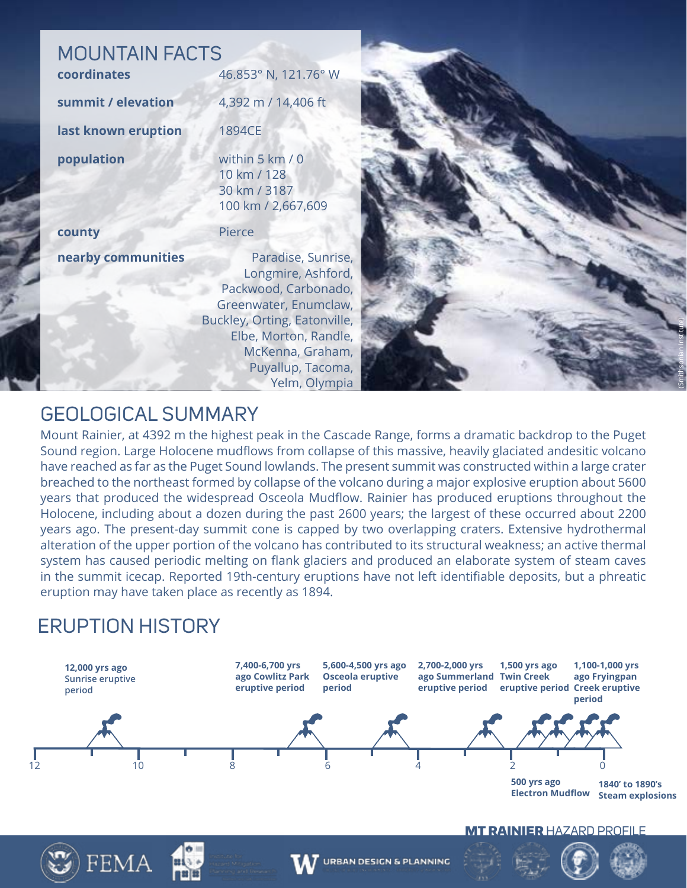## MOUNTAIN FACTS

| | |
|---|---|
| **coordinates** | 46.853° N, 121.76° W |
| **summit / elevation** | 4,392 m / 14,406 ft |
| **last known eruption** | 1894CE |
| **population** | within 5 km / 0<br>10 km / 128<br>30 km / 3187<br>100 km / 2,667,609 |
| **county** | Pierce |
| **nearby communities** | Paradise, Sunrise, Longmire, Ashford, Packwood, Carbonado, Greenwater, Enumclaw, Buckley, Orting, Eatonville, Elbe, Morton, Randle, McKenna, Graham, Puyallup, Tacoma, Yelm, Olympia |

(Smithsonian Institute)

## GEOLOGICAL SUMMARY

Mount Rainier, at 4392 m the highest peak in the Cascade Range, forms a dramatic backdrop to the Puget Sound region. Large Holocene mudflows from collapse of this massive, heavily glaciated andesitic volcano have reached as far as the Puget Sound lowlands. The present summit was constructed within a large crater breached to the northeast formed by collapse of the volcano during a major explosive eruption about 5600 years that produced the widespread Osceola Mudflow. Rainier has produced eruptions throughout the Holocene, including about a dozen during the past 2600 years; the largest of these occurred about 2200 years ago. The present-day summit cone is capped by two overlapping craters. Extensive hydrothermal alteration of the upper portion of the volcano has contributed to its structural weakness; an active thermal system has caused periodic melting on flank glaciers and produced an elaborate system of steam caves in the summit icecap. Reported 19th-century eruptions have not left identifiable deposits, but a phreatic eruption may have taken place as recently as 1894.

## ERUPTION HISTORY

- **12,000 yrs ago** Sunrise eruptive period
- **7,400-6,700 yrs ago Cowlitz Park eruptive period**
- **5,600-4,500 yrs ago Osceola eruptive period**
- **2,700-2,000 yrs ago Summerland eruptive period**
- **1,500 yrs ago Twin Creek eruptive period**
- **1,100-1,000 yrs ago Fryingpan Creek eruptive period**
- **500 yrs ago Electron Mudflow**
- **1840' to 1890's Steam explosions**

Timeline (thousands of years ago): 12, 10, 8, 6, 4, 2, 0

**MT RAINIER** HAZARD PROFILE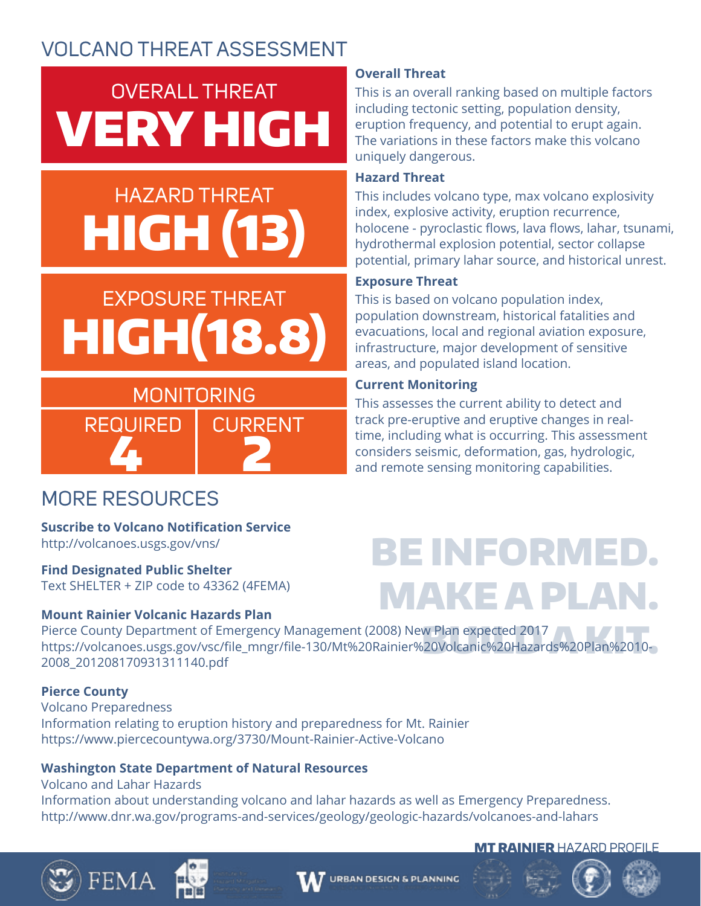# VOLCANO THREAT ASSESSMENT

**OVERALL THREAT**
**VERY HIGH**

**HAZARD THREAT**
**HIGH (13)**

**EXPOSURE THREAT**
**HIGH(18.8)**

**MONITORING**

| REQUIRED | CURRENT |
|---|---|
| 4 | 2 |

**Overall Threat**
This is an overall ranking based on multiple factors including tectonic setting, population density, eruption frequency, and potential to erupt again. The variations in these factors make this volcano uniquely dangerous.

**Hazard Threat**
This includes volcano type, max volcano explosivity index, explosive activity, eruption recurrence, holocene - pyroclastic flows, lava flows, lahar, tsunami, hydrothermal explosion potential, sector collapse potential, primary lahar source, and historical unrest.

**Exposure Threat**
This is based on volcano population index, population downstream, historical fatalities and evacuations, local and regional aviation exposure, infrastructure, major development of sensitive areas, and populated island location.

**Current Monitoring**
This assesses the current ability to detect and track pre-eruptive and eruptive changes in real-time, including what is occurring. This assessment considers seismic, deformation, gas, hydrologic, and remote sensing monitoring capabilities.

## MORE RESOURCES

**Suscribe to Volcano Notification Service**
http://volcanoes.usgs.gov/vns/

**Find Designated Public Shelter**
Text SHELTER + ZIP code to 43362 (4FEMA)

**Mount Rainier Volcanic Hazards Plan**
Pierce County Department of Emergency Management (2008) New Plan expected 2017
https://volcanoes.usgs.gov/vsc/file_mngr/file-130/Mt%20Rainier%20Volcanic%20Hazards%20Plan%2010-2008_201208170931311140.pdf

**Pierce County**
Volcano Preparedness
Information relating to eruption history and preparedness for Mt. Rainier
https://www.piercecountywa.org/3730/Mount-Rainier-Active-Volcano

**Washington State Department of Natural Resources**
Volcano and Lahar Hazards
Information about understanding volcano and lahar hazards as well as Emergency Preparedness.
http://www.dnr.wa.gov/programs-and-services/geology/geologic-hazards/volcanoes-and-lahars

**BE INFORMED. MAKE A PLAN. BUILD A KIT.**